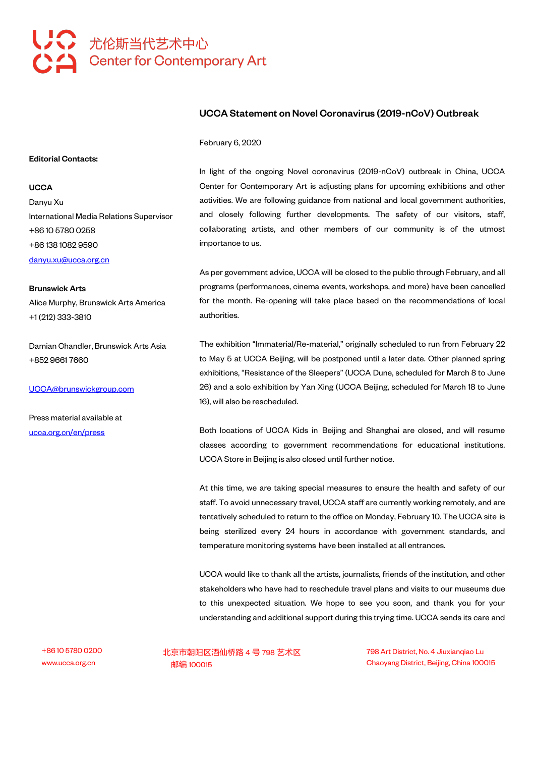尤伦斯当代艺术中心
Center for Contemporary Art

**Editorial Contacts:**

**UCCA**
Danyu Xu
International Media Relations Supervisor
+86 10 5780 0258
+86 138 1082 9590
danyu.xu@ucca.org.cn

**Brunswick Arts**
Alice Murphy, Brunswick Arts America
+1 (212) 333-3810

Damian Chandler, Brunswick Arts Asia
+852 9661 7660

UCCA@brunswickgroup.com

Press material available at
ucca.org.cn/en/press

## UCCA Statement on Novel Coronavirus (2019-nCoV) Outbreak

February 6, 2020

In light of the ongoing Novel coronavirus (2019-nCoV) outbreak in China, UCCA Center for Contemporary Art is adjusting plans for upcoming exhibitions and other activities. We are following guidance from national and local government authorities, and closely following further developments. The safety of our visitors, staff, collaborating artists, and other members of our community is of the utmost importance to us.

As per government advice, UCCA will be closed to the public through February, and all programs (performances, cinema events, workshops, and more) have been cancelled for the month. Re-opening will take place based on the recommendations of local authorities.

The exhibition "Immaterial/Re-material," originally scheduled to run from February 22 to May 5 at UCCA Beijing, will be postponed until a later date. Other planned spring exhibitions, "Resistance of the Sleepers" (UCCA Dune, scheduled for March 8 to June 26) and a solo exhibition by Yan Xing (UCCA Beijing, scheduled for March 18 to June 16), will also be rescheduled.

Both locations of UCCA Kids in Beijing and Shanghai are closed, and will resume classes according to government recommendations for educational institutions. UCCA Store in Beijing is also closed until further notice.

At this time, we are taking special measures to ensure the health and safety of our staff. To avoid unnecessary travel, UCCA staff are currently working remotely, and are tentatively scheduled to return to the office on Monday, February 10. The UCCA site is being sterilized every 24 hours in accordance with government standards, and temperature monitoring systems have been installed at all entrances.

UCCA would like to thank all the artists, journalists, friends of the institution, and other stakeholders who have had to reschedule travel plans and visits to our museums due to this unexpected situation. We hope to see you soon, and thank you for your understanding and additional support during this trying time. UCCA sends its care and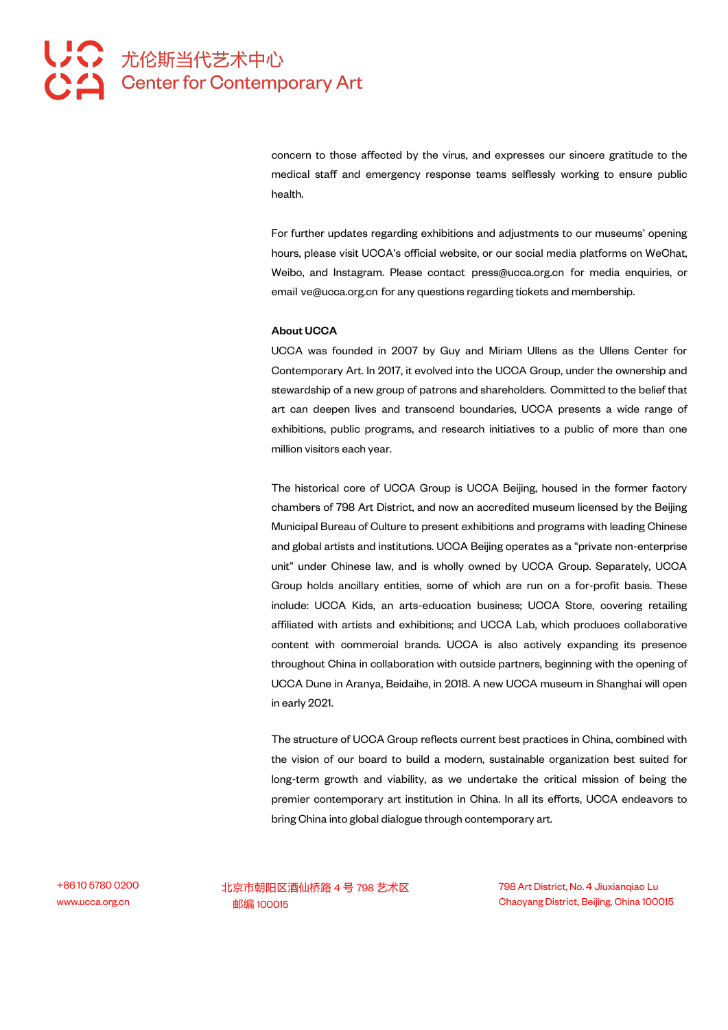concern to those affected by the virus, and expresses our sincere gratitude to the medical staff and emergency response teams selflessly working to ensure public health.

For further updates regarding exhibitions and adjustments to our museums' opening hours, please visit UCCA's official website, or our social media platforms on WeChat, Weibo, and Instagram. Please contact press@ucca.org.cn for media enquiries, or email ve@ucca.org.cn for any questions regarding tickets and membership.

**About UCCA**

UCCA was founded in 2007 by Guy and Miriam Ullens as the Ullens Center for Contemporary Art. In 2017, it evolved into the UCCA Group, under the ownership and stewardship of a new group of patrons and shareholders. Committed to the belief that art can deepen lives and transcend boundaries, UCCA presents a wide range of exhibitions, public programs, and research initiatives to a public of more than one million visitors each year.

The historical core of UCCA Group is UCCA Beijing, housed in the former factory chambers of 798 Art District, and now an accredited museum licensed by the Beijing Municipal Bureau of Culture to present exhibitions and programs with leading Chinese and global artists and institutions. UCCA Beijing operates as a "private non-enterprise unit" under Chinese law, and is wholly owned by UCCA Group. Separately, UCCA Group holds ancillary entities, some of which are run on a for-profit basis. These include: UCCA Kids, an arts-education business; UCCA Store, covering retailing affiliated with artists and exhibitions; and UCCA Lab, which produces collaborative content with commercial brands. UCCA is also actively expanding its presence throughout China in collaboration with outside partners, beginning with the opening of UCCA Dune in Aranya, Beidaihe, in 2018. A new UCCA museum in Shanghai will open in early 2021.

The structure of UCCA Group reflects current best practices in China, combined with the vision of our board to build a modern, sustainable organization best suited for long-term growth and viability, as we undertake the critical mission of being the premier contemporary art institution in China. In all its efforts, UCCA endeavors to bring China into global dialogue through contemporary art.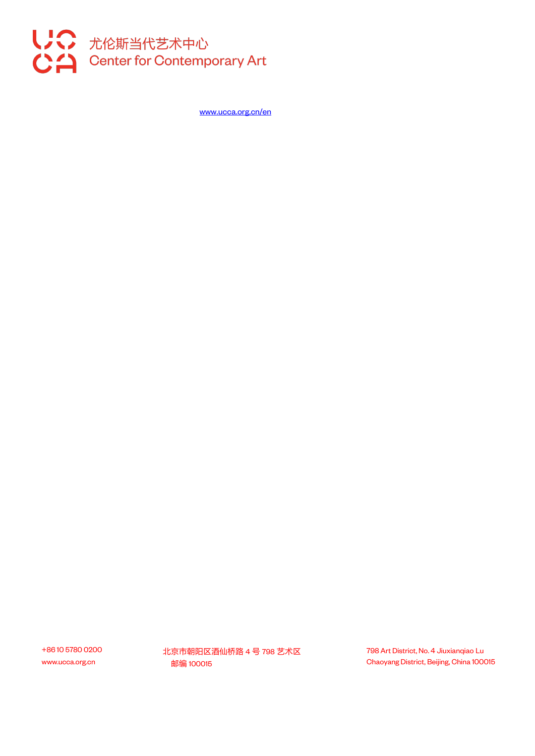www.ucca.org.cn/en